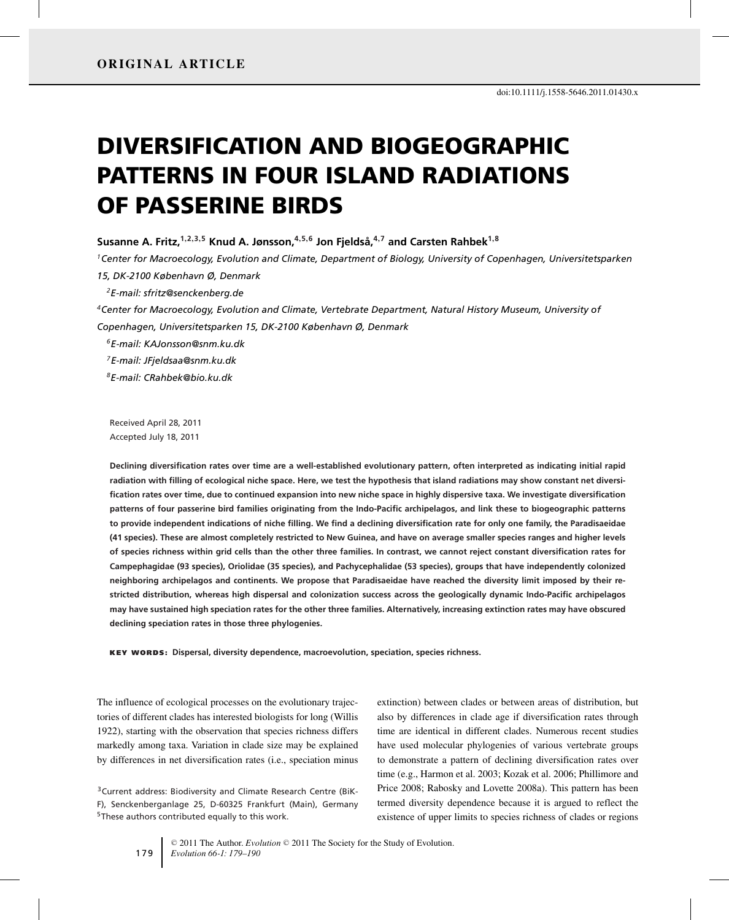**ORIGINAL ARTICLE**

doi:10.1111/j.1558-5646.2011.01430.x

# DIVERSIFICATION AND BIOGEOGRAPHIC PATTERNS IN FOUR ISLAND RADIATIONS OF PASSERINE BIRDS

**Susanne A. Fritz,[1,2,3,5] Knud A. Jønsson,[4,5,6] Jon Fjeldså,[4,7] and Carsten Rahbek[1,8]**

[1]*Center for Macroecology, Evolution and Climate, Department of Biology, University of Copenhagen, Universitetsparken 15, DK-2100 København Ø, Denmark*

[2]*E-mail: sfritz@senckenberg.de*

[4]*Center for Macroecology, Evolution and Climate, Vertebrate Department, Natural History Museum, University of Copenhagen, Universitetsparken 15, DK-2100 København Ø, Denmark*

[6]*E-mail: KAJonsson@snm.ku.dk*

[7]*E-mail: JFjeldsaa@snm.ku.dk*

[8]*E-mail: CRahbek@bio.ku.dk*

Received April 28, 2011
Accepted July 18, 2011

**Declining diversification rates over time are a well-established evolutionary pattern, often interpreted as indicating initial rapid radiation with filling of ecological niche space. Here, we test the hypothesis that island radiations may show constant net diversification rates over time, due to continued expansion into new niche space in highly dispersive taxa. We investigate diversification patterns of four passerine bird families originating from the Indo-Pacific archipelagos, and link these to biogeographic patterns to provide independent indications of niche filling. We find a declining diversification rate for only one family, the Paradisaeidae (41 species). These are almost completely restricted to New Guinea, and have on average smaller species ranges and higher levels of species richness within grid cells than the other three families. In contrast, we cannot reject constant diversification rates for Campephagidae (93 species), Oriolidae (35 species), and Pachycephalidae (53 species), groups that have independently colonized neighboring archipelagos and continents. We propose that Paradisaeidae have reached the diversity limit imposed by their restricted distribution, whereas high dispersal and colonization success across the geologically dynamic Indo-Pacific archipelagos may have sustained high speciation rates for the other three families. Alternatively, increasing extinction rates may have obscured declining speciation rates in those three phylogenies.**

**KEY WORDS:** Dispersal, diversity dependence, macroevolution, speciation, species richness.

The influence of ecological processes on the evolutionary trajectories of different clades has interested biologists for long (Willis 1922), starting with the observation that species richness differs markedly among taxa. Variation in clade size may be explained by differences in net diversification rates (i.e., speciation minus extinction) between clades or between areas of distribution, but also by differences in clade age if diversification rates through time are identical in different clades. Numerous recent studies have used molecular phylogenies of various vertebrate groups to demonstrate a pattern of declining diversification rates over time (e.g., Harmon et al. 2003; Kozak et al. 2006; Phillimore and Price 2008; Rabosky and Lovette 2008a). This pattern has been termed diversity dependence because it is argued to reflect the existence of upper limits to species richness of clades or regions

[3]Current address: Biodiversity and Climate Research Centre (BiK-F), Senckenberganlage 25, D-60325 Frankfurt (Main), Germany
[5]These authors contributed equally to this work.

© 2011 The Author. *Evolution* © 2011 The Society for the Study of Evolution.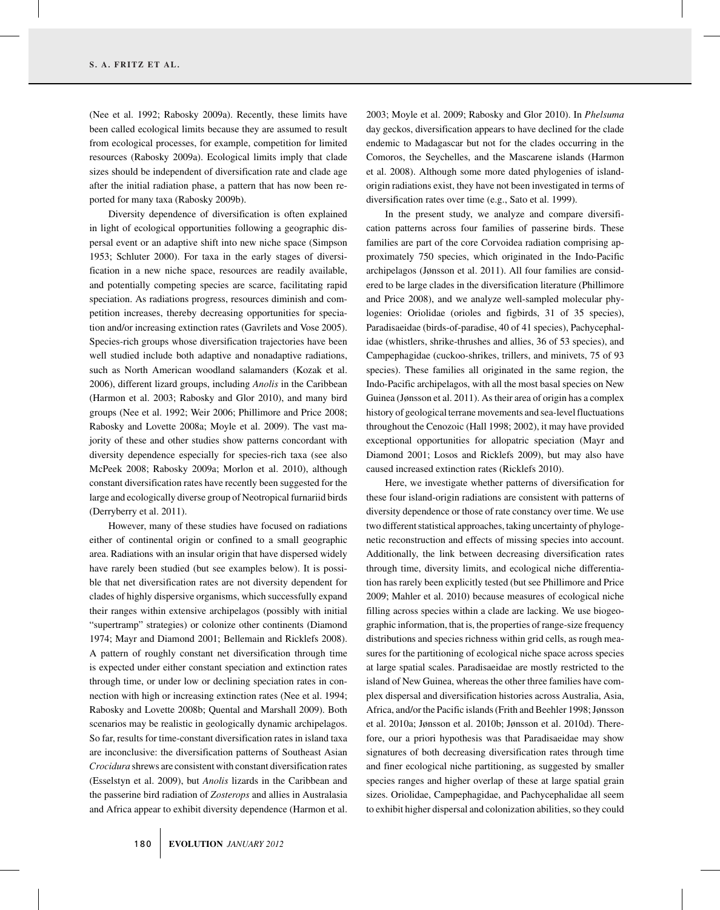(Nee et al. 1992; Rabosky 2009a). Recently, these limits have been called ecological limits because they are assumed to result from ecological processes, for example, competition for limited resources (Rabosky 2009a). Ecological limits imply that clade sizes should be independent of diversification rate and clade age after the initial radiation phase, a pattern that has now been reported for many taxa (Rabosky 2009b).

Diversity dependence of diversification is often explained in light of ecological opportunities following a geographic dispersal event or an adaptive shift into new niche space (Simpson 1953; Schluter 2000). For taxa in the early stages of diversification in a new niche space, resources are readily available, and potentially competing species are scarce, facilitating rapid speciation. As radiations progress, resources diminish and competition increases, thereby decreasing opportunities for speciation and/or increasing extinction rates (Gavrilets and Vose 2005). Species-rich groups whose diversification trajectories have been well studied include both adaptive and nonadaptive radiations, such as North American woodland salamanders (Kozak et al. 2006), different lizard groups, including *Anolis* in the Caribbean (Harmon et al. 2003; Rabosky and Glor 2010), and many bird groups (Nee et al. 1992; Weir 2006; Phillimore and Price 2008; Rabosky and Lovette 2008a; Moyle et al. 2009). The vast majority of these and other studies show patterns concordant with diversity dependence especially for species-rich taxa (see also McPeek 2008; Rabosky 2009a; Morlon et al. 2010), although constant diversification rates have recently been suggested for the large and ecologically diverse group of Neotropical furnariid birds (Derryberry et al. 2011).

However, many of these studies have focused on radiations either of continental origin or confined to a small geographic area. Radiations with an insular origin that have dispersed widely have rarely been studied (but see examples below). It is possible that net diversification rates are not diversity dependent for clades of highly dispersive organisms, which successfully expand their ranges within extensive archipelagos (possibly with initial "supertramp" strategies) or colonize other continents (Diamond 1974; Mayr and Diamond 2001; Bellemain and Ricklefs 2008). A pattern of roughly constant net diversification through time is expected under either constant speciation and extinction rates through time, or under low or declining speciation rates in connection with high or increasing extinction rates (Nee et al. 1994; Rabosky and Lovette 2008b; Quental and Marshall 2009). Both scenarios may be realistic in geologically dynamic archipelagos. So far, results for time-constant diversification rates in island taxa are inconclusive: the diversification patterns of Southeast Asian *Crocidura* shrews are consistent with constant diversification rates (Esselstyn et al. 2009), but *Anolis* lizards in the Caribbean and the passerine bird radiation of *Zosterops* and allies in Australasia and Africa appear to exhibit diversity dependence (Harmon et al. 2003; Moyle et al. 2009; Rabosky and Glor 2010). In *Phelsuma* day geckos, diversification appears to have declined for the clade endemic to Madagascar but not for the clades occurring in the Comoros, the Seychelles, and the Mascarene islands (Harmon et al. 2008). Although some more dated phylogenies of island-origin radiations exist, they have not been investigated in terms of diversification rates over time (e.g., Sato et al. 1999).

In the present study, we analyze and compare diversification patterns across four families of passerine birds. These families are part of the core Corvoidea radiation comprising approximately 750 species, which originated in the Indo-Pacific archipelagos (Jønsson et al. 2011). All four families are considered to be large clades in the diversification literature (Phillimore and Price 2008), and we analyze well-sampled molecular phylogenies: Oriolidae (orioles and figbirds, 31 of 35 species), Paradisaeidae (birds-of-paradise, 40 of 41 species), Pachycephalidae (whistlers, shrike-thrushes and allies, 36 of 53 species), and Campephagidae (cuckoo-shrikes, trillers, and minivets, 75 of 93 species). These families all originated in the same region, the Indo-Pacific archipelagos, with all the most basal species on New Guinea (Jønsson et al. 2011). As their area of origin has a complex history of geological terrane movements and sea-level fluctuations throughout the Cenozoic (Hall 1998; 2002), it may have provided exceptional opportunities for allopatric speciation (Mayr and Diamond 2001; Losos and Ricklefs 2009), but may also have caused increased extinction rates (Ricklefs 2010).

Here, we investigate whether patterns of diversification for these four island-origin radiations are consistent with patterns of diversity dependence or those of rate constancy over time. We use two different statistical approaches, taking uncertainty of phylogenetic reconstruction and effects of missing species into account. Additionally, the link between decreasing diversification rates through time, diversity limits, and ecological niche differentiation has rarely been explicitly tested (but see Phillimore and Price 2009; Mahler et al. 2010) because measures of ecological niche filling across species within a clade are lacking. We use biogeographic information, that is, the properties of range-size frequency distributions and species richness within grid cells, as rough measures for the partitioning of ecological niche space across species at large spatial scales. Paradisaeidae are mostly restricted to the island of New Guinea, whereas the other three families have complex dispersal and diversification histories across Australia, Asia, Africa, and/or the Pacific islands (Frith and Beehler 1998; Jønsson et al. 2010a; Jønsson et al. 2010b; Jønsson et al. 2010d). Therefore, our a priori hypothesis was that Paradisaeidae may show signatures of both decreasing diversification rates through time and finer ecological niche partitioning, as suggested by smaller species ranges and higher overlap of these at large spatial grain sizes. Oriolidae, Campephagidae, and Pachycephalidae all seem to exhibit higher dispersal and colonization abilities, so they could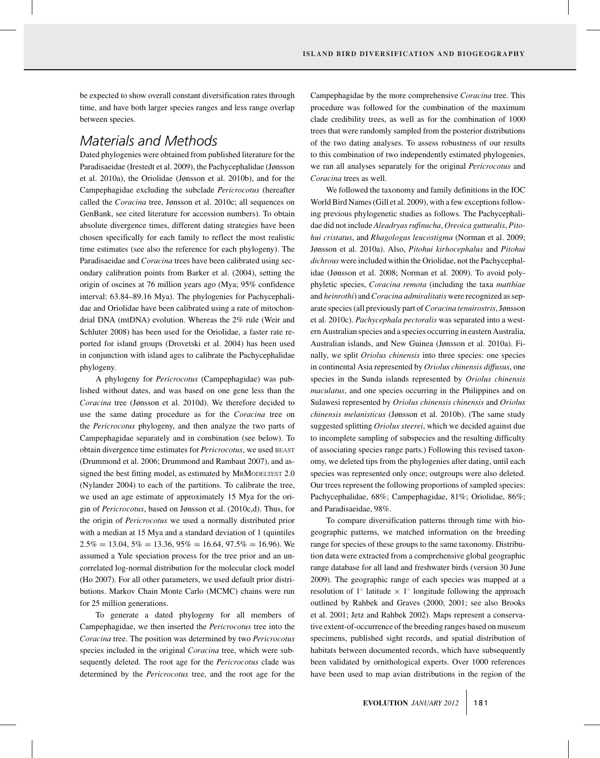be expected to show overall constant diversification rates through time, and have both larger species ranges and less range overlap between species.

## Materials and Methods

Dated phylogenies were obtained from published literature for the Paradisaeidae (Irestedt et al. 2009), the Pachycephalidae (Jønsson et al. 2010a), the Oriolidae (Jønsson et al. 2010b), and for the Campephagidae excluding the subclade *Pericrocotus* (hereafter called the *Coracina* tree, Jønsson et al. 2010c; all sequences on GenBank, see cited literature for accession numbers). To obtain absolute divergence times, different dating strategies have been chosen specifically for each family to reflect the most realistic time estimates (see also the reference for each phylogeny). The Paradisaeidae and *Coracina* trees have been calibrated using secondary calibration points from Barker et al. (2004), setting the origin of oscines at 76 million years ago (Mya; 95% confidence interval: 63.84–89.16 Mya). The phylogenies for Pachycephalidae and Oriolidae have been calibrated using a rate of mitochondrial DNA (mtDNA) evolution. Whereas the 2% rule (Weir and Schluter 2008) has been used for the Oriolidae, a faster rate reported for island groups (Drovetski et al. 2004) has been used in conjunction with island ages to calibrate the Pachycephalidae phylogeny.

A phylogeny for *Pericrocotus* (Campephagidae) was published without dates, and was based on one gene less than the *Coracina* tree (Jønsson et al. 2010d). We therefore decided to use the same dating procedure as for the *Coracina* tree on the *Pericrocotus* phylogeny, and then analyze the two parts of Campephagidae separately and in combination (see below). To obtain divergence time estimates for *Pericrocotus*, we used BEAST (Drummond et al. 2006; Drummond and Rambaut 2007), and assigned the best fitting model, as estimated by MRMODELTEST 2.0 (Nylander 2004) to each of the partitions. To calibrate the tree, we used an age estimate of approximately 15 Mya for the origin of *Pericrocotus*, based on Jønsson et al. (2010c,d). Thus, for the origin of *Pericrocotus* we used a normally distributed prior with a median at 15 Mya and a standard deviation of 1 (quintiles 2.5% = 13.04, 5% = 13.36, 95% = 16.64, 97.5% = 16.96). We assumed a Yule speciation process for the tree prior and an uncorrelated log-normal distribution for the molecular clock model (Ho 2007). For all other parameters, we used default prior distributions. Markov Chain Monte Carlo (MCMC) chains were run for 25 million generations.

To generate a dated phylogeny for all members of Campephagidae, we then inserted the *Pericrocotus* tree into the *Coracina* tree. The position was determined by two *Pericrocotus* species included in the original *Coracina* tree, which were subsequently deleted. The root age for the *Pericrocotus* clade was determined by the *Pericrocotus* tree, and the root age for the Campephagidae by the more comprehensive *Coracina* tree. This procedure was followed for the combination of the maximum clade credibility trees, as well as for the combination of 1000 trees that were randomly sampled from the posterior distributions of the two dating analyses. To assess robustness of our results to this combination of two independently estimated phylogenies, we ran all analyses separately for the original *Pericrocotus* and *Coracina* trees as well.

We followed the taxonomy and family definitions in the IOC World Bird Names (Gill et al. 2009), with a few exceptions following previous phylogenetic studies as follows. The Pachycephalidae did not include *Aleadryas rufinucha*, *Oreoica gutturalis*, *Pitohui cristatus*, and *Rhagologus leucostigma* (Norman et al. 2009; Jønsson et al. 2010a). Also, *Pitohui kirhocephalus* and *Pitohui dichrous* were included within the Oriolidae, not the Pachycephalidae (Jønsson et al. 2008; Norman et al. 2009). To avoid polyphyletic species, *Coracina remota* (including the taxa *matthiae* and *heinrothi*) and *Coracina admiralitatis* were recognized as separate species (all previously part of *Coracina tenuirostris*, Jønsson et al. 2010c). *Pachycephala pectoralis* was separated into a western Australian species and a species occurring in eastern Australia, Australian islands, and New Guinea (Jønsson et al. 2010a). Finally, we split *Oriolus chinensis* into three species: one species in continental Asia represented by *Oriolus chinensis diffusus*, one species in the Sunda islands represented by *Oriolus chinensis maculatus*, and one species occurring in the Philippines and on Sulawesi represented by *Oriolus chinensis chinensis* and *Oriolus chinensis melanisticus* (Jønsson et al. 2010b). (The same study suggested splitting *Oriolus steerei*, which we decided against due to incomplete sampling of subspecies and the resulting difficulty of associating species range parts.) Following this revised taxonomy, we deleted tips from the phylogenies after dating, until each species was represented only once; outgroups were also deleted. Our trees represent the following proportions of sampled species: Pachycephalidae, 68%; Campephagidae, 81%; Oriolidae, 86%; and Paradisaeidae, 98%.

To compare diversification patterns through time with biogeographic patterns, we matched information on the breeding range for species of these groups to the same taxonomy. Distribution data were extracted from a comprehensive global geographic range database for all land and freshwater birds (version 30 June 2009). The geographic range of each species was mapped at a resolution of 1° latitude × 1° longitude following the approach outlined by Rahbek and Graves (2000; 2001; see also Brooks et al. 2001; Jetz and Rahbek 2002). Maps represent a conservative extent-of-occurrence of the breeding ranges based on museum specimens, published sight records, and spatial distribution of habitats between documented records, which have subsequently been validated by ornithological experts. Over 1000 references have been used to map avian distributions in the region of the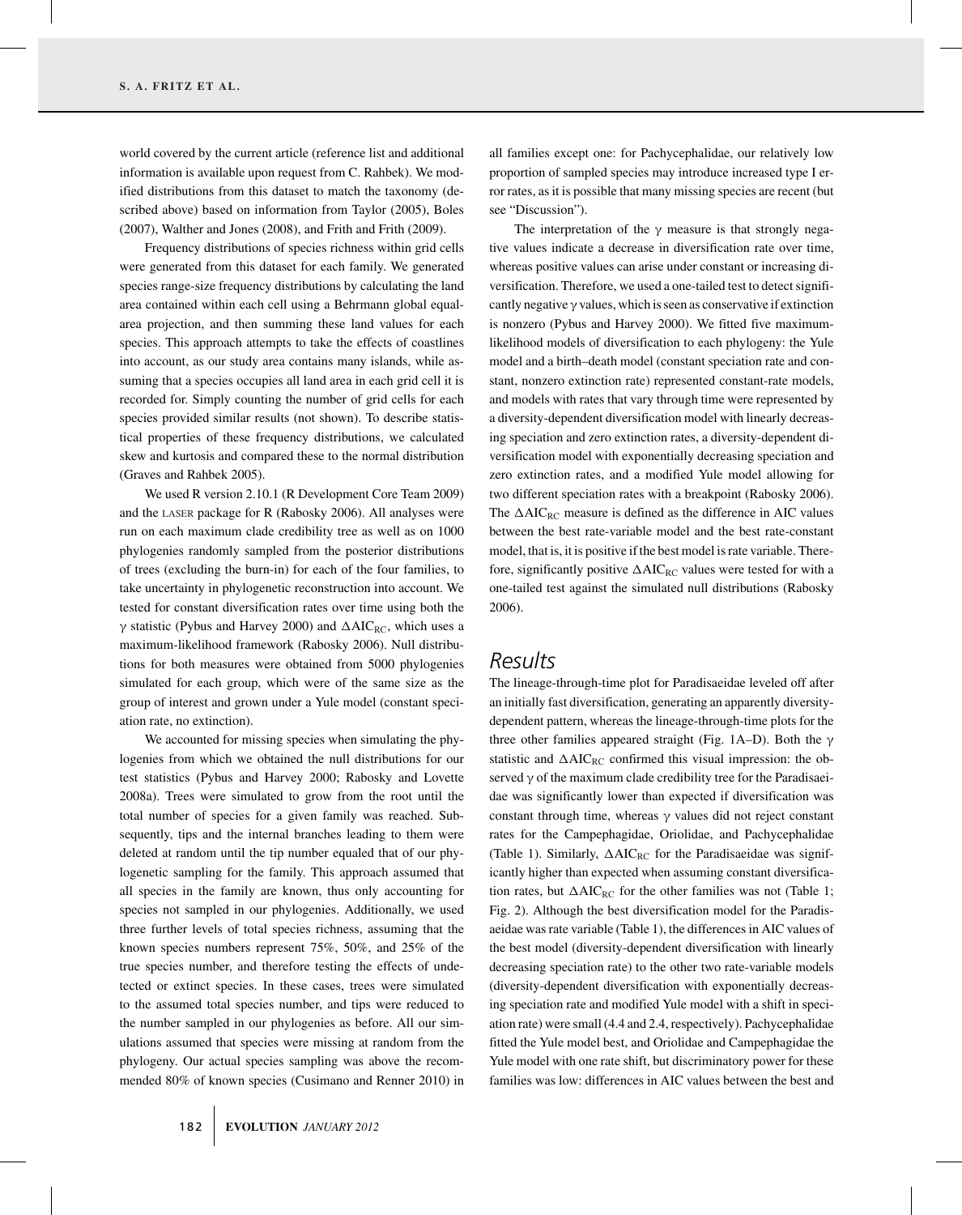world covered by the current article (reference list and additional information is available upon request from C. Rahbek). We modified distributions from this dataset to match the taxonomy (described above) based on information from Taylor (2005), Boles (2007), Walther and Jones (2008), and Frith and Frith (2009).

Frequency distributions of species richness within grid cells were generated from this dataset for each family. We generated species range-size frequency distributions by calculating the land area contained within each cell using a Behrmann global equal-area projection, and then summing these land values for each species. This approach attempts to take the effects of coastlines into account, as our study area contains many islands, while assuming that a species occupies all land area in each grid cell it is recorded for. Simply counting the number of grid cells for each species provided similar results (not shown). To describe statistical properties of these frequency distributions, we calculated skew and kurtosis and compared these to the normal distribution (Graves and Rahbek 2005).

We used R version 2.10.1 (R Development Core Team 2009) and the LASER package for R (Rabosky 2006). All analyses were run on each maximum clade credibility tree as well as on 1000 phylogenies randomly sampled from the posterior distributions of trees (excluding the burn-in) for each of the four families, to take uncertainty in phylogenetic reconstruction into account. We tested for constant diversification rates over time using both the $\gamma$ statistic (Pybus and Harvey 2000) and $\Delta AIC_{RC}$, which uses a maximum-likelihood framework (Rabosky 2006). Null distributions for both measures were obtained from 5000 phylogenies simulated for each group, which were of the same size as the group of interest and grown under a Yule model (constant speciation rate, no extinction).

We accounted for missing species when simulating the phylogenies from which we obtained the null distributions for our test statistics (Pybus and Harvey 2000; Rabosky and Lovette 2008a). Trees were simulated to grow from the root until the total number of species for a given family was reached. Subsequently, tips and the internal branches leading to them were deleted at random until the tip number equaled that of our phylogenetic sampling for the family. This approach assumed that all species in the family are known, thus only accounting for species not sampled in our phylogenies. Additionally, we used three further levels of total species richness, assuming that the known species numbers represent 75%, 50%, and 25% of the true species number, and therefore testing the effects of undetected or extinct species. In these cases, trees were simulated to the assumed total species number, and tips were reduced to the number sampled in our phylogenies as before. All our simulations assumed that species were missing at random from the phylogeny. Our actual species sampling was above the recommended 80% of known species (Cusimano and Renner 2010) in all families except one: for Pachycephalidae, our relatively low proportion of sampled species may introduce increased type I error rates, as it is possible that many missing species are recent (but see "Discussion").

The interpretation of the $\gamma$ measure is that strongly negative values indicate a decrease in diversification rate over time, whereas positive values can arise under constant or increasing diversification. Therefore, we used a one-tailed test to detect significantly negative $\gamma$ values, which is seen as conservative if extinction is nonzero (Pybus and Harvey 2000). We fitted five maximum-likelihood models of diversification to each phylogeny: the Yule model and a birth–death model (constant speciation rate and constant, nonzero extinction rate) represented constant-rate models, and models with rates that vary through time were represented by a diversity-dependent diversification model with linearly decreasing speciation and zero extinction rates, a diversity-dependent diversification model with exponentially decreasing speciation and zero extinction rates, and a modified Yule model allowing for two different speciation rates with a breakpoint (Rabosky 2006). The $\Delta AIC_{RC}$ measure is defined as the difference in AIC values between the best rate-variable model and the best rate-constant model, that is, it is positive if the best model is rate variable. Therefore, significantly positive $\Delta AIC_{RC}$ values were tested for with a one-tailed test against the simulated null distributions (Rabosky 2006).

## Results

The lineage-through-time plot for Paradisaeidae leveled off after an initially fast diversification, generating an apparently diversity-dependent pattern, whereas the lineage-through-time plots for the three other families appeared straight (Fig. 1A–D). Both the $\gamma$ statistic and $\Delta AIC_{RC}$ confirmed this visual impression: the observed $\gamma$ of the maximum clade credibility tree for the Paradisaeidae was significantly lower than expected if diversification was constant through time, whereas $\gamma$ values did not reject constant rates for the Campephagidae, Oriolidae, and Pachycephalidae (Table 1). Similarly, $\Delta AIC_{RC}$ for the Paradisaeidae was significantly higher than expected when assuming constant diversification rates, but $\Delta AIC_{RC}$ for the other families was not (Table 1; Fig. 2). Although the best diversification model for the Paradisaeidae was rate variable (Table 1), the differences in AIC values of the best model (diversity-dependent diversification with linearly decreasing speciation rate) to the other two rate-variable models (diversity-dependent diversification with exponentially decreasing speciation rate and modified Yule model with a shift in speciation rate) were small (4.4 and 2.4, respectively). Pachycephalidae fitted the Yule model best, and Oriolidae and Campephagidae the Yule model with one rate shift, but discriminatory power for these families was low: differences in AIC values between the best and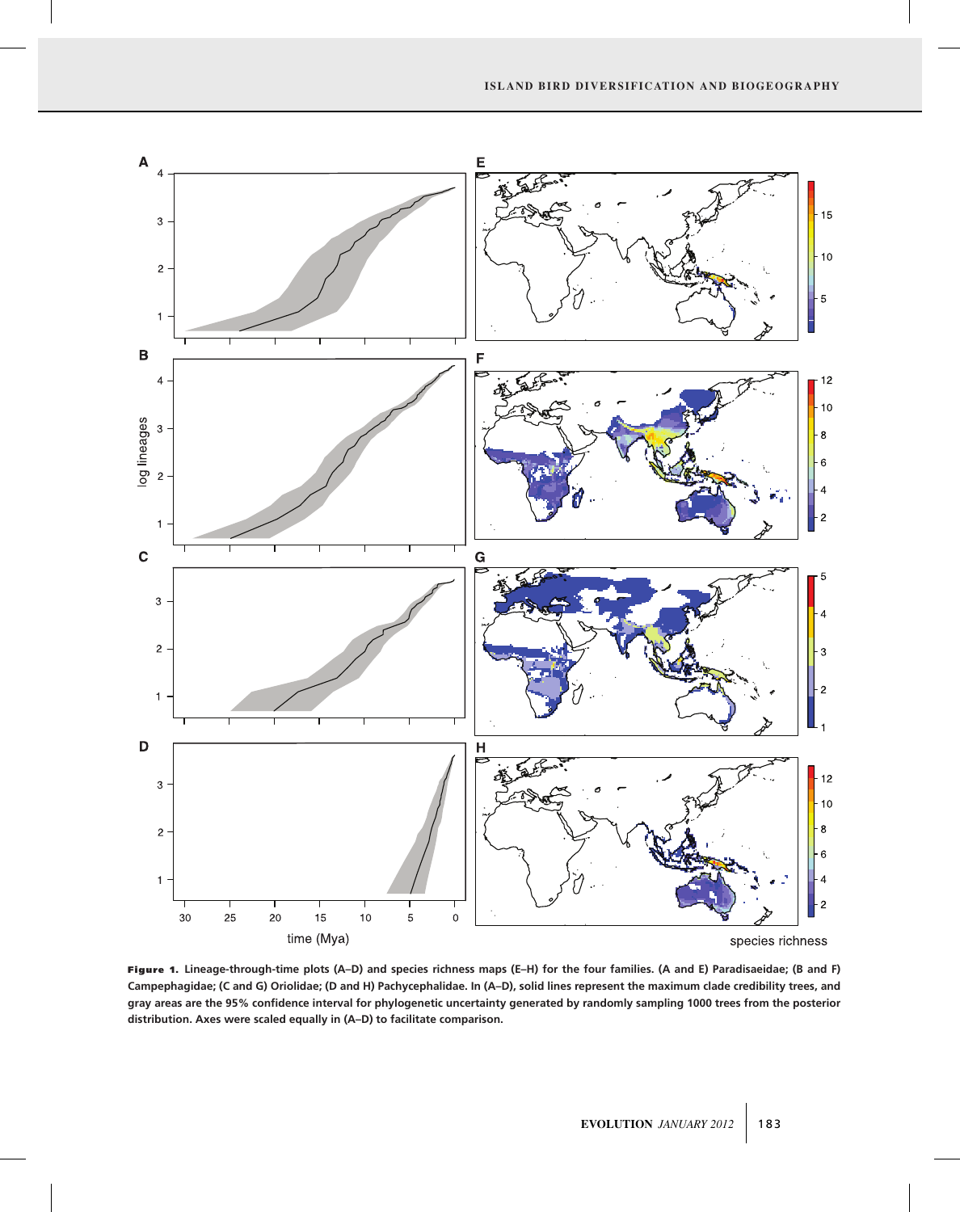**Figure 1.** Lineage-through-time plots (A–D) and species richness maps (E–H) for the four families. (A and E) Paradisaeidae; (B and F) Campephagidae; (C and G) Oriolidae; (D and H) Pachycephalidae. In (A–D), solid lines represent the maximum clade credibility trees, and gray areas are the 95% confidence interval for phylogenetic uncertainty generated by randomly sampling 1000 trees from the posterior distribution. Axes were scaled equally in (A–D) to facilitate comparison.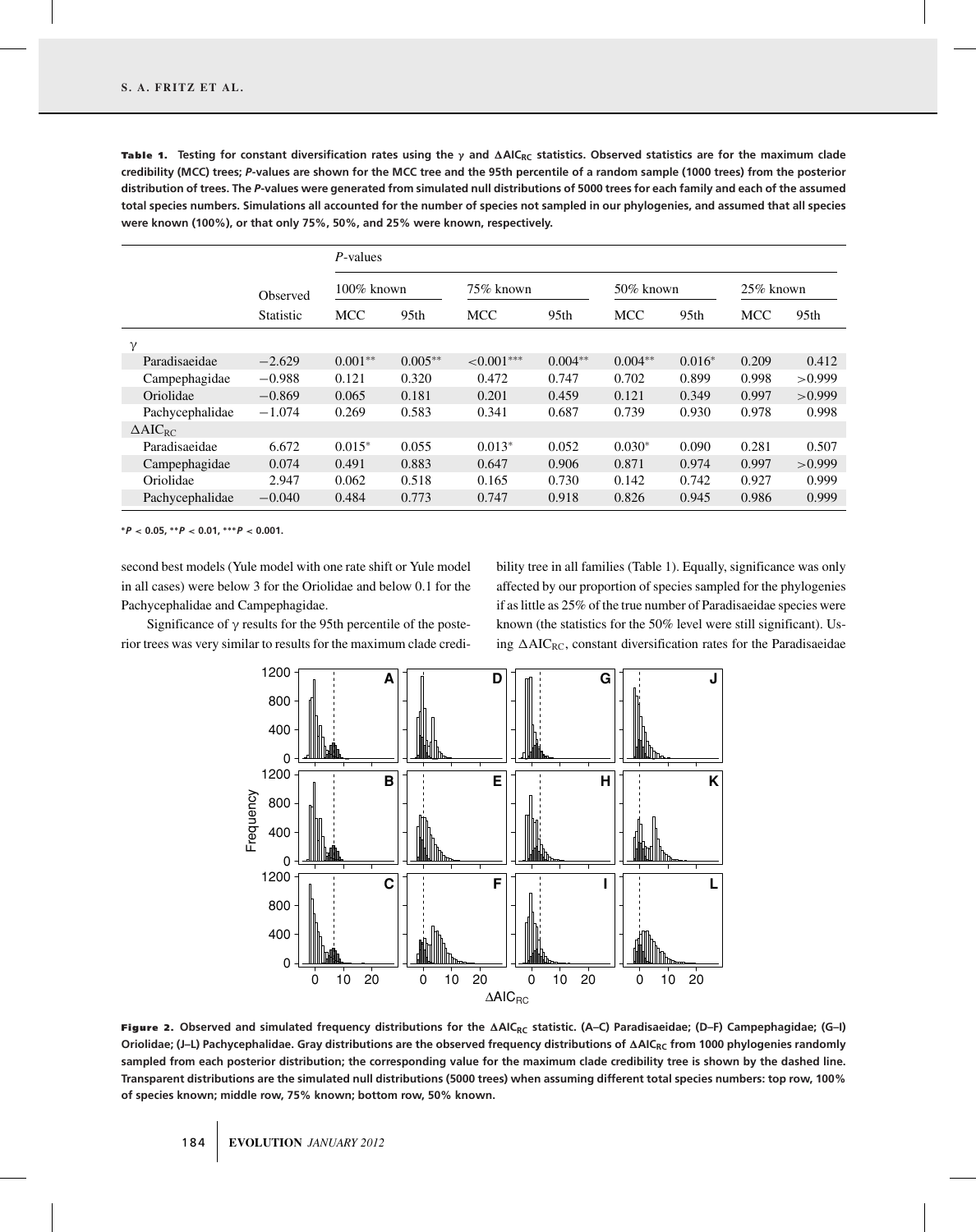**Table 1.** Testing for constant diversification rates using the $\gamma$ and $\Delta AIC_{RC}$ statistics. Observed statistics are for the maximum clade credibility (MCC) trees; *P*-values are shown for the MCC tree and the 95th percentile of a random sample (1000 trees) from the posterior distribution of trees. The *P*-values were generated from simulated null distributions of 5000 trees for each family and each of the assumed total species numbers. Simulations all accounted for the number of species not sampled in our phylogenies, and assumed that all species were known (100%), or that only 75%, 50%, and 25% were known, respectively.

| | Observed | *P*-values | | | | | | | |
|---|---|---|---|---|---|---|---|---|---|
| | | 100% known | | 75% known | | 50% known | | 25% known | |
| | Statistic | MCC | 95th | MCC | 95th | MCC | 95th | MCC | 95th |
| $\gamma$ | | | | | | | | | |
| Paradisaeidae | −2.629 | 0.001** | 0.005** | <0.001*** | 0.004** | 0.004** | 0.016* | 0.209 | 0.412 |
| Campephagidae | −0.988 | 0.121 | 0.320 | 0.472 | 0.747 | 0.702 | 0.899 | 0.998 | >0.999 |
| Oriolidae | −0.869 | 0.065 | 0.181 | 0.201 | 0.459 | 0.121 | 0.349 | 0.997 | >0.999 |
| Pachycephalidae | −1.074 | 0.269 | 0.583 | 0.341 | 0.687 | 0.739 | 0.930 | 0.978 | 0.998 |
| $\Delta AIC_{RC}$ | | | | | | | | | |
| Paradisaeidae | 6.672 | 0.015* | 0.055 | 0.013* | 0.052 | 0.030* | 0.090 | 0.281 | 0.507 |
| Campephagidae | 0.074 | 0.491 | 0.883 | 0.647 | 0.906 | 0.871 | 0.974 | 0.997 | >0.999 |
| Oriolidae | 2.947 | 0.062 | 0.518 | 0.165 | 0.730 | 0.142 | 0.742 | 0.927 | 0.999 |
| Pachycephalidae | −0.040 | 0.484 | 0.773 | 0.747 | 0.918 | 0.826 | 0.945 | 0.986 | 0.999 |

*$P < 0.05$, **$P < 0.01$, ***$P < 0.001$.

second best models (Yule model with one rate shift or Yule model in all cases) were below 3 for the Oriolidae and below 0.1 for the Pachycephalidae and Campephagidae.

Significance of $\gamma$ results for the 95th percentile of the posterior trees was very similar to results for the maximum clade credibility tree in all families (Table 1). Equally, significance was only affected by our proportion of species sampled for the phylogenies if as little as 25% of the true number of Paradisaeidae species were known (the statistics for the 50% level were still significant). Using $\Delta AIC_{RC}$, constant diversification rates for the Paradisaeidae

**Figure 2.** Observed and simulated frequency distributions for the $\Delta AIC_{RC}$ statistic. (A–C) Paradisaeidae; (D–F) Campephagidae; (G–I) Oriolidae; (J–L) Pachycephalidae. Gray distributions are the observed frequency distributions of $\Delta AIC_{RC}$ from 1000 phylogenies randomly sampled from each posterior distribution; the corresponding value for the maximum clade credibility tree is shown by the dashed line. Transparent distributions are the simulated null distributions (5000 trees) when assuming different total species numbers: top row, 100% of species known; middle row, 75% known; bottom row, 50% known.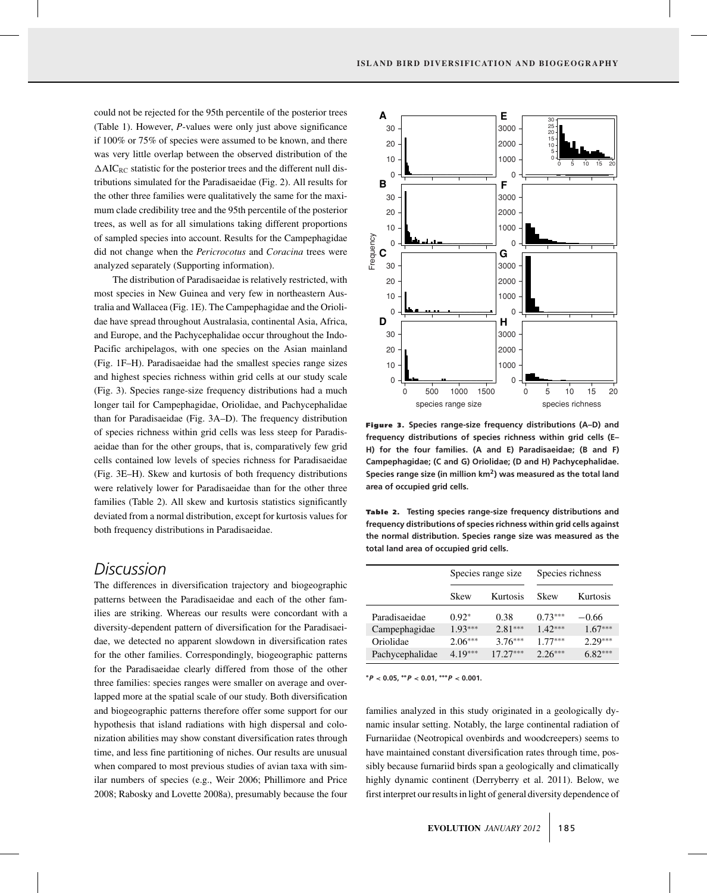could not be rejected for the 95th percentile of the posterior trees (Table 1). However, *P*-values were only just above significance if 100% or 75% of species were assumed to be known, and there was very little overlap between the observed distribution of the $\Delta AIC_{RC}$ statistic for the posterior trees and the different null distributions simulated for the Paradisaeidae (Fig. 2). All results for the other three families were qualitatively the same for the maximum clade credibility tree and the 95th percentile of the posterior trees, as well as for all simulations taking different proportions of sampled species into account. Results for the Campephagidae did not change when the *Pericrocotus* and *Coracina* trees were analyzed separately (Supporting information).

The distribution of Paradisaeidae is relatively restricted, with most species in New Guinea and very few in northeastern Australia and Wallacea (Fig. 1E). The Campephagidae and the Oriolidae have spread throughout Australasia, continental Asia, Africa, and Europe, and the Pachycephalidae occur throughout the Indo-Pacific archipelagos, with one species on the Asian mainland (Fig. 1F–H). Paradisaeidae had the smallest species range sizes and highest species richness within grid cells at our study scale (Fig. 3). Species range-size frequency distributions had a much longer tail for Campephagidae, Oriolidae, and Pachycephalidae than for Paradisaeidae (Fig. 3A–D). The frequency distribution of species richness within grid cells was less steep for Paradisaeidae than for the other groups, that is, comparatively few grid cells contained low levels of species richness for Paradisaeidae (Fig. 3E–H). Skew and kurtosis of both frequency distributions were relatively lower for Paradisaeidae than for the other three families (Table 2). All skew and kurtosis statistics significantly deviated from a normal distribution, except for kurtosis values for both frequency distributions in Paradisaeidae.

**Figure 3.** Species range-size frequency distributions (A–D) and frequency distributions of species richness within grid cells (E–H) for the four families. (A and E) Paradisaeidae; (B and F) Campephagidae; (C and G) Oriolidae; (D and H) Pachycephalidae. Species range size (in million km$^2$) was measured as the total land area of occupied grid cells.

**Table 2.** Testing species range-size frequency distributions and frequency distributions of species richness within grid cells against the normal distribution. Species range size was measured as the total land area of occupied grid cells.

| | Species range size | | Species richness | |
|---|---|---|---|---|
| | Skew | Kurtosis | Skew | Kurtosis |
| Paradisaeidae | 0.92* | 0.38 | 0.73*** | −0.66 |
| Campephagidae | 1.93*** | 2.81*** | 1.42*** | 1.67*** |
| Oriolidae | 2.06*** | 3.76*** | 1.77*** | 2.29*** |
| Pachycephalidae | 4.19*** | 17.27*** | 2.26*** | 6.82*** |

*$P < 0.05$, **$P < 0.01$, ***$P < 0.001$.

## Discussion

The differences in diversification trajectory and biogeographic patterns between the Paradisaeidae and each of the other families are striking. Whereas our results were concordant with a diversity-dependent pattern of diversification for the Paradisaeidae, we detected no apparent slowdown in diversification rates for the other families. Correspondingly, biogeographic patterns for the Paradisaeidae clearly differed from those of the other three families: species ranges were smaller on average and overlapped more at the spatial scale of our study. Both diversification and biogeographic patterns therefore offer some support for our hypothesis that island radiations with high dispersal and colonization abilities may show constant diversification rates through time, and less fine partitioning of niches. Our results are unusual when compared to most previous studies of avian taxa with similar numbers of species (e.g., Weir 2006; Phillimore and Price 2008; Rabosky and Lovette 2008a), presumably because the four families analyzed in this study originated in a geologically dynamic insular setting. Notably, the large continental radiation of Furnariidae (Neotropical ovenbirds and woodcreepers) seems to have maintained constant diversification rates through time, possibly because furnariid birds span a geologically and climatically highly dynamic continent (Derryberry et al. 2011). Below, we first interpret our results in light of general diversity dependence of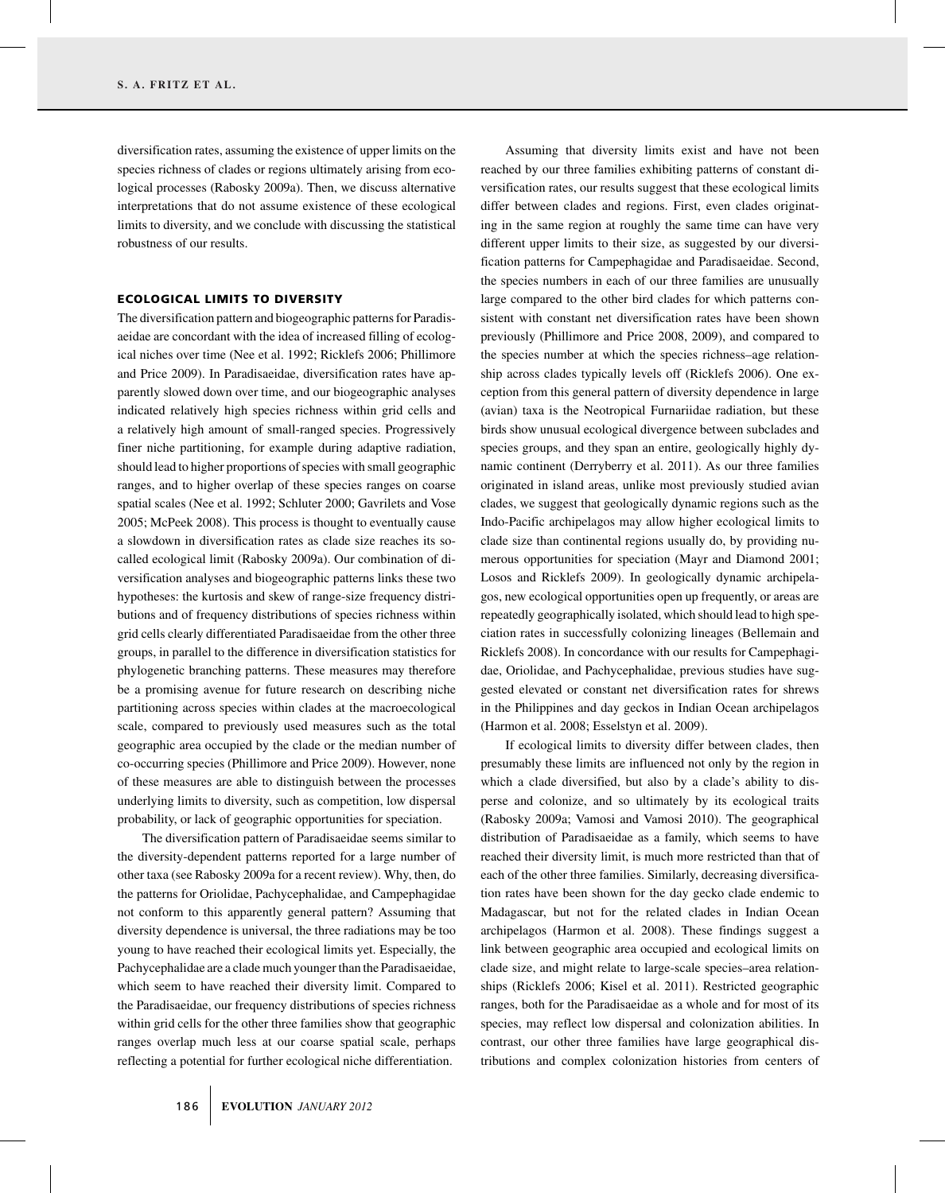diversification rates, assuming the existence of upper limits on the species richness of clades or regions ultimately arising from ecological processes (Rabosky 2009a). Then, we discuss alternative interpretations that do not assume existence of these ecological limits to diversity, and we conclude with discussing the statistical robustness of our results.

### ECOLOGICAL LIMITS TO DIVERSITY

The diversification pattern and biogeographic patterns for Paradisaeidae are concordant with the idea of increased filling of ecological niches over time (Nee et al. 1992; Ricklefs 2006; Phillimore and Price 2009). In Paradisaeidae, diversification rates have apparently slowed down over time, and our biogeographic analyses indicated relatively high species richness within grid cells and a relatively high amount of small-ranged species. Progressively finer niche partitioning, for example during adaptive radiation, should lead to higher proportions of species with small geographic ranges, and to higher overlap of these species ranges on coarse spatial scales (Nee et al. 1992; Schluter 2000; Gavrilets and Vose 2005; McPeek 2008). This process is thought to eventually cause a slowdown in diversification rates as clade size reaches its so-called ecological limit (Rabosky 2009a). Our combination of diversification analyses and biogeographic patterns links these two hypotheses: the kurtosis and skew of range-size frequency distributions and of frequency distributions of species richness within grid cells clearly differentiated Paradisaeidae from the other three groups, in parallel to the difference in diversification statistics for phylogenetic branching patterns. These measures may therefore be a promising avenue for future research on describing niche partitioning across species within clades at the macroecological scale, compared to previously used measures such as the total geographic area occupied by the clade or the median number of co-occurring species (Phillimore and Price 2009). However, none of these measures are able to distinguish between the processes underlying limits to diversity, such as competition, low dispersal probability, or lack of geographic opportunities for speciation.

The diversification pattern of Paradisaeidae seems similar to the diversity-dependent patterns reported for a large number of other taxa (see Rabosky 2009a for a recent review). Why, then, do the patterns for Oriolidae, Pachycephalidae, and Campephagidae not conform to this apparently general pattern? Assuming that diversity dependence is universal, the three radiations may be too young to have reached their ecological limits yet. Especially, the Pachycephalidae are a clade much younger than the Paradisaeidae, which seem to have reached their diversity limit. Compared to the Paradisaeidae, our frequency distributions of species richness within grid cells for the other three families show that geographic ranges overlap much less at our coarse spatial scale, perhaps reflecting a potential for further ecological niche differentiation.

Assuming that diversity limits exist and have not been reached by our three families exhibiting patterns of constant diversification rates, our results suggest that these ecological limits differ between clades and regions. First, even clades originating in the same region at roughly the same time can have very different upper limits to their size, as suggested by our diversification patterns for Campephagidae and Paradisaeidae. Second, the species numbers in each of our three families are unusually large compared to the other bird clades for which patterns consistent with constant net diversification rates have been shown previously (Phillimore and Price 2008, 2009), and compared to the species number at which the species richness–age relationship across clades typically levels off (Ricklefs 2006). One exception from this general pattern of diversity dependence in large (avian) taxa is the Neotropical Furnariidae radiation, but these birds show unusual ecological divergence between subclades and species groups, and they span an entire, geologically highly dynamic continent (Derryberry et al. 2011). As our three families originated in island areas, unlike most previously studied avian clades, we suggest that geologically dynamic regions such as the Indo-Pacific archipelagos may allow higher ecological limits to clade size than continental regions usually do, by providing numerous opportunities for speciation (Mayr and Diamond 2001; Losos and Ricklefs 2009). In geologically dynamic archipelagos, new ecological opportunities open up frequently, or areas are repeatedly geographically isolated, which should lead to high speciation rates in successfully colonizing lineages (Bellemain and Ricklefs 2008). In concordance with our results for Campephagidae, Oriolidae, and Pachycephalidae, previous studies have suggested elevated or constant net diversification rates for shrews in the Philippines and day geckos in Indian Ocean archipelagos (Harmon et al. 2008; Esselstyn et al. 2009).

If ecological limits to diversity differ between clades, then presumably these limits are influenced not only by the region in which a clade diversified, but also by a clade's ability to disperse and colonize, and so ultimately by its ecological traits (Rabosky 2009a; Vamosi and Vamosi 2010). The geographical distribution of Paradisaeidae as a family, which seems to have reached their diversity limit, is much more restricted than that of each of the other three families. Similarly, decreasing diversification rates have been shown for the day gecko clade endemic to Madagascar, but not for the related clades in Indian Ocean archipelagos (Harmon et al. 2008). These findings suggest a link between geographic area occupied and ecological limits on clade size, and might relate to large-scale species–area relationships (Ricklefs 2006; Kisel et al. 2011). Restricted geographic ranges, both for the Paradisaeidae as a whole and for most of its species, may reflect low dispersal and colonization abilities. In contrast, our other three families have large geographical distributions and complex colonization histories from centers of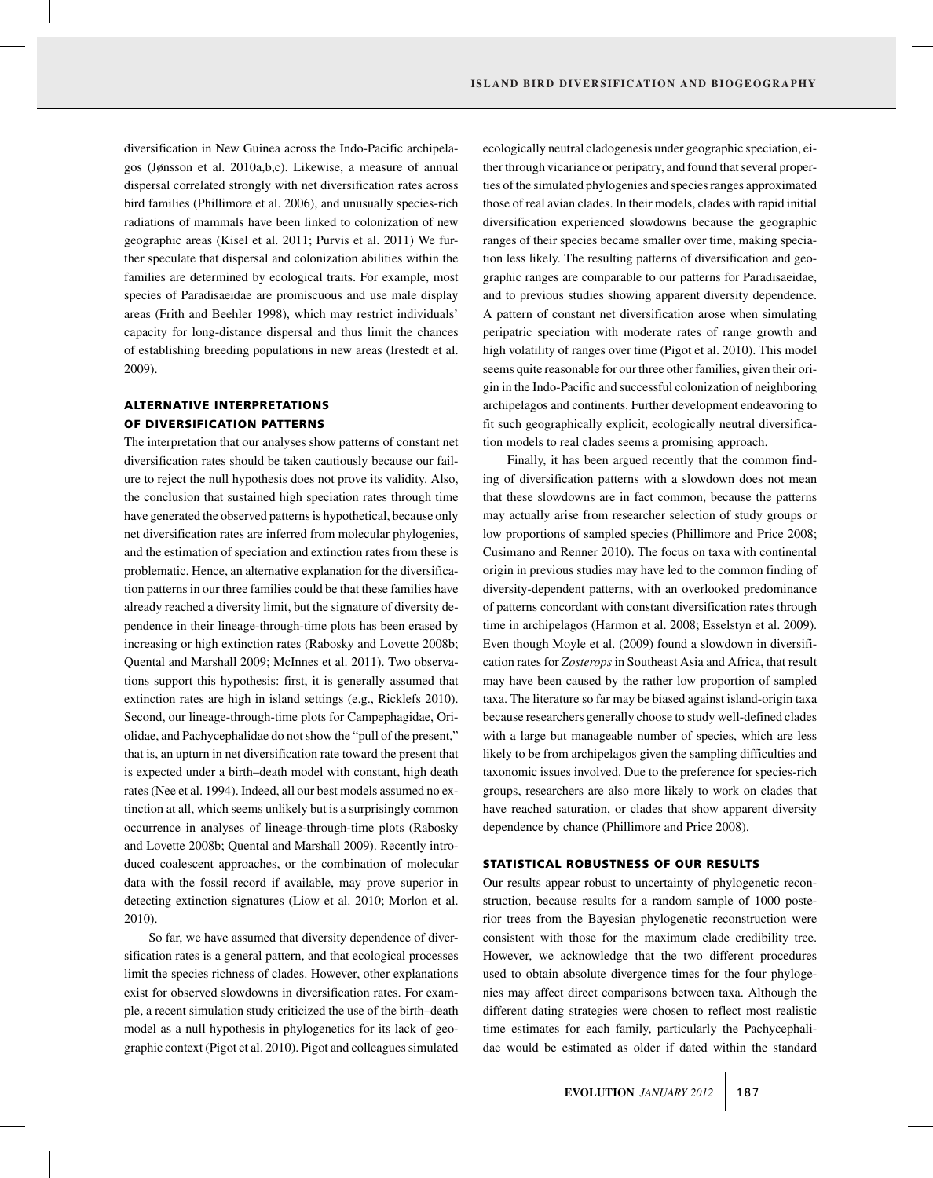diversification in New Guinea across the Indo-Pacific archipelagos (Jønsson et al. 2010a,b,c). Likewise, a measure of annual dispersal correlated strongly with net diversification rates across bird families (Phillimore et al. 2006), and unusually species-rich radiations of mammals have been linked to colonization of new geographic areas (Kisel et al. 2011; Purvis et al. 2011) We further speculate that dispersal and colonization abilities within the families are determined by ecological traits. For example, most species of Paradisaeidae are promiscuous and use male display areas (Frith and Beehler 1998), which may restrict individuals' capacity for long-distance dispersal and thus limit the chances of establishing breeding populations in new areas (Irestedt et al. 2009).

## ALTERNATIVE INTERPRETATIONS OF DIVERSIFICATION PATTERNS

The interpretation that our analyses show patterns of constant net diversification rates should be taken cautiously because our failure to reject the null hypothesis does not prove its validity. Also, the conclusion that sustained high speciation rates through time have generated the observed patterns is hypothetical, because only net diversification rates are inferred from molecular phylogenies, and the estimation of speciation and extinction rates from these is problematic. Hence, an alternative explanation for the diversification patterns in our three families could be that these families have already reached a diversity limit, but the signature of diversity dependence in their lineage-through-time plots has been erased by increasing or high extinction rates (Rabosky and Lovette 2008b; Quental and Marshall 2009; McInnes et al. 2011). Two observations support this hypothesis: first, it is generally assumed that extinction rates are high in island settings (e.g., Ricklefs 2010). Second, our lineage-through-time plots for Campephagidae, Oriolidae, and Pachycephalidae do not show the "pull of the present," that is, an upturn in net diversification rate toward the present that is expected under a birth–death model with constant, high death rates (Nee et al. 1994). Indeed, all our best models assumed no extinction at all, which seems unlikely but is a surprisingly common occurrence in analyses of lineage-through-time plots (Rabosky and Lovette 2008b; Quental and Marshall 2009). Recently introduced coalescent approaches, or the combination of molecular data with the fossil record if available, may prove superior in detecting extinction signatures (Liow et al. 2010; Morlon et al. 2010).

So far, we have assumed that diversity dependence of diversification rates is a general pattern, and that ecological processes limit the species richness of clades. However, other explanations exist for observed slowdowns in diversification rates. For example, a recent simulation study criticized the use of the birth–death model as a null hypothesis in phylogenetics for its lack of geographic context (Pigot et al. 2010). Pigot and colleagues simulated ecologically neutral cladogenesis under geographic speciation, either through vicariance or peripatry, and found that several properties of the simulated phylogenies and species ranges approximated those of real avian clades. In their models, clades with rapid initial diversification experienced slowdowns because the geographic ranges of their species became smaller over time, making speciation less likely. The resulting patterns of diversification and geographic ranges are comparable to our patterns for Paradisaeidae, and to previous studies showing apparent diversity dependence. A pattern of constant net diversification arose when simulating peripatric speciation with moderate rates of range growth and high volatility of ranges over time (Pigot et al. 2010). This model seems quite reasonable for our three other families, given their origin in the Indo-Pacific and successful colonization of neighboring archipelagos and continents. Further development endeavoring to fit such geographically explicit, ecologically neutral diversification models to real clades seems a promising approach.

Finally, it has been argued recently that the common finding of diversification patterns with a slowdown does not mean that these slowdowns are in fact common, because the patterns may actually arise from researcher selection of study groups or low proportions of sampled species (Phillimore and Price 2008; Cusimano and Renner 2010). The focus on taxa with continental origin in previous studies may have led to the common finding of diversity-dependent patterns, with an overlooked predominance of patterns concordant with constant diversification rates through time in archipelagos (Harmon et al. 2008; Esselstyn et al. 2009). Even though Moyle et al. (2009) found a slowdown in diversification rates for *Zosterops* in Southeast Asia and Africa, that result may have been caused by the rather low proportion of sampled taxa. The literature so far may be biased against island-origin taxa because researchers generally choose to study well-defined clades with a large but manageable number of species, which are less likely to be from archipelagos given the sampling difficulties and taxonomic issues involved. Due to the preference for species-rich groups, researchers are also more likely to work on clades that have reached saturation, or clades that show apparent diversity dependence by chance (Phillimore and Price 2008).

## STATISTICAL ROBUSTNESS OF OUR RESULTS

Our results appear robust to uncertainty of phylogenetic reconstruction, because results for a random sample of 1000 posterior trees from the Bayesian phylogenetic reconstruction were consistent with those for the maximum clade credibility tree. However, we acknowledge that the two different procedures used to obtain absolute divergence times for the four phylogenies may affect direct comparisons between taxa. Although the different dating strategies were chosen to reflect most realistic time estimates for each family, particularly the Pachycephalidae would be estimated as older if dated within the standard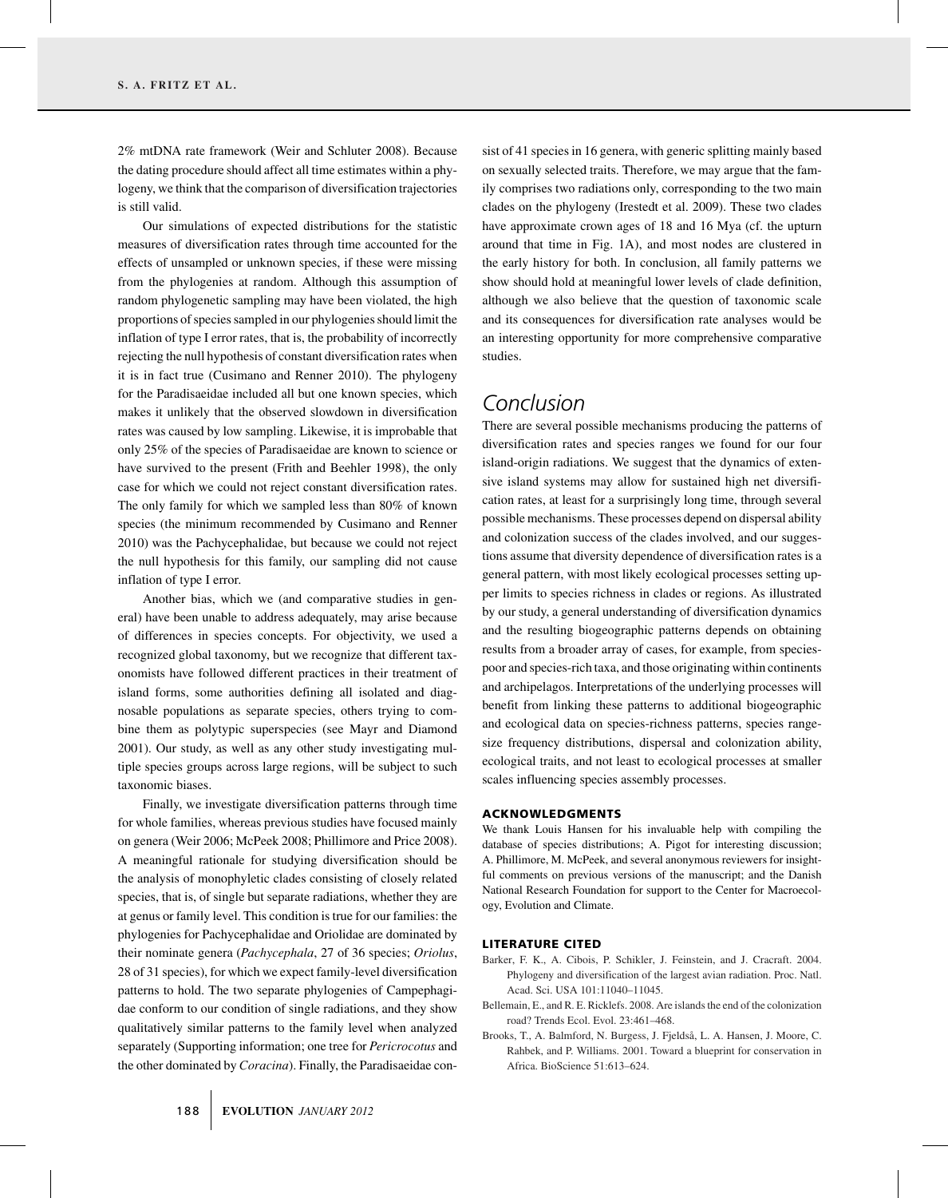2% mtDNA rate framework (Weir and Schluter 2008). Because the dating procedure should affect all time estimates within a phylogeny, we think that the comparison of diversification trajectories is still valid.

Our simulations of expected distributions for the statistic measures of diversification rates through time accounted for the effects of unsampled or unknown species, if these were missing from the phylogenies at random. Although this assumption of random phylogenetic sampling may have been violated, the high proportions of species sampled in our phylogenies should limit the inflation of type I error rates, that is, the probability of incorrectly rejecting the null hypothesis of constant diversification rates when it is in fact true (Cusimano and Renner 2010). The phylogeny for the Paradisaeidae included all but one known species, which makes it unlikely that the observed slowdown in diversification rates was caused by low sampling. Likewise, it is improbable that only 25% of the species of Paradisaeidae are known to science or have survived to the present (Frith and Beehler 1998), the only case for which we could not reject constant diversification rates. The only family for which we sampled less than 80% of known species (the minimum recommended by Cusimano and Renner 2010) was the Pachycephalidae, but because we could not reject the null hypothesis for this family, our sampling did not cause inflation of type I error.

Another bias, which we (and comparative studies in general) have been unable to address adequately, may arise because of differences in species concepts. For objectivity, we used a recognized global taxonomy, but we recognize that different taxonomists have followed different practices in their treatment of island forms, some authorities defining all isolated and diagnosable populations as separate species, others trying to combine them as polytypic superspecies (see Mayr and Diamond 2001). Our study, as well as any other study investigating multiple species groups across large regions, will be subject to such taxonomic biases.

Finally, we investigate diversification patterns through time for whole families, whereas previous studies have focused mainly on genera (Weir 2006; McPeek 2008; Phillimore and Price 2008). A meaningful rationale for studying diversification should be the analysis of monophyletic clades consisting of closely related species, that is, of single but separate radiations, whether they are at genus or family level. This condition is true for our families: the phylogenies for Pachycephalidae and Oriolidae are dominated by their nominate genera (*Pachycephala*, 27 of 36 species; *Oriolus*, 28 of 31 species), for which we expect family-level diversification patterns to hold. The two separate phylogenies of Campephagidae conform to our condition of single radiations, and they show qualitatively similar patterns to the family level when analyzed separately (Supporting information; one tree for *Pericrocotus* and the other dominated by *Coracina*). Finally, the Paradisaeidae consist of 41 species in 16 genera, with generic splitting mainly based on sexually selected traits. Therefore, we may argue that the family comprises two radiations only, corresponding to the two main clades on the phylogeny (Irestedt et al. 2009). These two clades have approximate crown ages of 18 and 16 Mya (cf. the upturn around that time in Fig. 1A), and most nodes are clustered in the early history for both. In conclusion, all family patterns we show should hold at meaningful lower levels of clade definition, although we also believe that the question of taxonomic scale and its consequences for diversification rate analyses would be an interesting opportunity for more comprehensive comparative studies.

## Conclusion

There are several possible mechanisms producing the patterns of diversification rates and species ranges we found for our four island-origin radiations. We suggest that the dynamics of extensive island systems may allow for sustained high net diversification rates, at least for a surprisingly long time, through several possible mechanisms. These processes depend on dispersal ability and colonization success of the clades involved, and our suggestions assume that diversity dependence of diversification rates is a general pattern, with most likely ecological processes setting upper limits to species richness in clades or regions. As illustrated by our study, a general understanding of diversification dynamics and the resulting biogeographic patterns depends on obtaining results from a broader array of cases, for example, from species-poor and species-rich taxa, and those originating within continents and archipelagos. Interpretations of the underlying processes will benefit from linking these patterns to additional biogeographic and ecological data on species-richness patterns, species range-size frequency distributions, dispersal and colonization ability, ecological traits, and not least to ecological processes at smaller scales influencing species assembly processes.

### ACKNOWLEDGMENTS

We thank Louis Hansen for his invaluable help with compiling the database of species distributions; A. Pigot for interesting discussion; A. Phillimore, M. McPeek, and several anonymous reviewers for insightful comments on previous versions of the manuscript; and the Danish National Research Foundation for support to the Center for Macroecology, Evolution and Climate.

### LITERATURE CITED

Barker, F. K., A. Cibois, P. Schikler, J. Feinstein, and J. Cracraft. 2004. Phylogeny and diversification of the largest avian radiation. Proc. Natl. Acad. Sci. USA 101:11040–11045.

Bellemain, E., and R. E. Ricklefs. 2008. Are islands the end of the colonization road? Trends Ecol. Evol. 23:461–468.

Brooks, T., A. Balmford, N. Burgess, J. Fjeldså, L. A. Hansen, J. Moore, C. Rahbek, and P. Williams. 2001. Toward a blueprint for conservation in Africa. BioScience 51:613–624.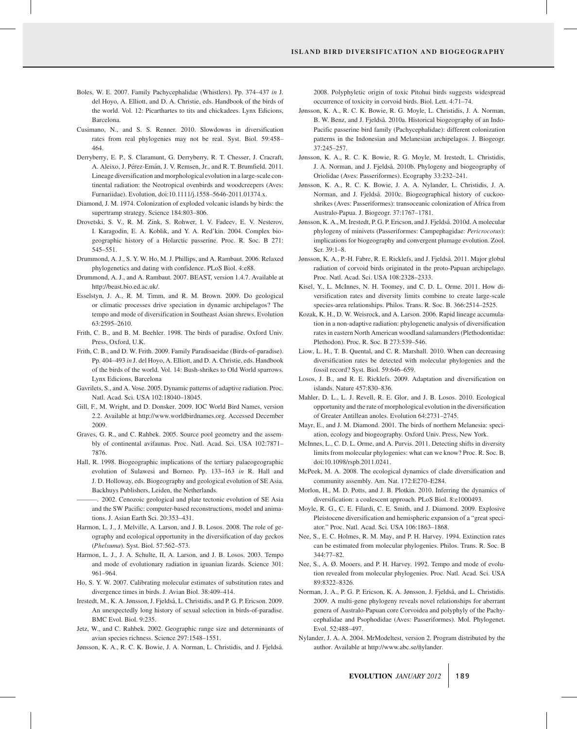Boles, W. E. 2007. Family Pachycephalidae (Whistlers). Pp. 374–437 *in* J. del Hoyo, A. Elliott, and D. A. Christie, eds. Handbook of the birds of the world. Vol. 12: Picarthartes to tits and chickadees. Lynx Edicions, Barcelona.

Cusimano, N., and S. S. Renner. 2010. Slowdowns in diversification rates from real phylogenies may not be real. Syst. Biol. 59:458–464.

Derryberry, E. P., S. Claramunt, G. Derryberry, R. T. Chesser, J. Cracraft, A. Aleixo, J. Pérez-Emán, J. V. Remsen, Jr., and R. T. Brumfield. 2011. Lineage diversification and morphological evolution in a large-scale continental radiation: the Neotropical ovenbirds and woodcreepers (Aves: Furnariidae). Evolution, doi:10.1111/j.1558–5646-2011.01374.x.

Diamond, J. M. 1974. Colonization of exploded volcanic islands by birds: the supertramp strategy. Science 184:803–806.

Drovetski, S. V., R. M. Zink, S. Rohwer, I. V. Fadeev, E. V. Nesterov, I. Karagodin, E. A. Koblik, and Y. A. Red'kin. 2004. Complex biogeographic history of a Holarctic passerine. Proc. R. Soc. B 271: 545–551.

Drummond, A. J., S. Y. W. Ho, M. J. Phillips, and A. Rambaut. 2006. Relaxed phylogenetics and dating with confidence. PLoS Biol. 4:e88.

Drummond, A. J., and A. Rambaut. 2007. BEAST, version 1.4.7. Available at http://beast.bio.ed.ac.uk/.

Esselstyn, J. A., R. M. Timm, and R. M. Brown. 2009. Do geological or climatic processes drive speciation in dynamic archipelagos? The tempo and mode of diversification in Southeast Asian shrews. Evolution 63:2595–2610.

Frith, C. B., and B. M. Beehler. 1998. The birds of paradise. Oxford Univ. Press, Oxford, U.K.

Frith, C. B., and D. W. Frith. 2009. Family Paradisaeidae (Birds-of-paradise). Pp. 404–493 *in* J. del Hoyo, A. Elliott, and D. A. Christie, eds. Handbook of the birds of the world. Vol. 14: Bush-shrikes to Old World sparrows. Lynx Edicions, Barcelona

Gavrilets, S., and A. Vose. 2005. Dynamic patterns of adaptive radiation. Proc. Natl. Acad. Sci. USA 102:18040–18045.

Gill, F., M. Wright, and D. Donsker. 2009. IOC World Bird Names, version 2.2. Available at http://www.worldbirdnames.org. Accessed December 2009.

Graves, G. R., and C. Rahbek. 2005. Source pool geometry and the assembly of continental avifaunas. Proc. Natl. Acad. Sci. USA 102:7871–7876.

Hall, R. 1998. Biogeographic implications of the tertiary palaeogeographic evolution of Sulawesi and Borneo. Pp. 133–163 *in* R. Hall and J. D. Holloway, eds. Biogeography and geological evolution of SE Asia. Backhuys Publishers, Leiden, the Netherlands.

———. 2002. Cenozoic geological and plate tectonic evolution of SE Asia and the SW Pacific: computer-based reconstructions, model and animations. J. Asian Earth Sci. 20:353–431.

Harmon, L. J., J. Melville, A. Larson, and J. B. Losos. 2008. The role of geography and ecological opportunity in the diversification of day geckos (*Phelsuma*). Syst. Biol. 57:562–573.

Harmon, L. J., J. A. Schulte, II, A. Larson, and J. B. Losos. 2003. Tempo and mode of evolutionary radiation in iguanian lizards. Science 301: 961–964.

Ho, S. Y. W. 2007. Calibrating molecular estimates of substitution rates and divergence times in birds. J. Avian Biol. 38:409–414.

Irestedt, M., K. A. Jønsson, J. Fjeldså, L. Christidis, and P. G. P. Ericson. 2009. An unexpectedly long history of sexual selection in birds-of-paradise. BMC Evol. Biol. 9:235.

Jetz, W., and C. Rahbek. 2002. Geographic range size and determinants of avian species richness. Science 297:1548–1551.

Jønsson, K. A., R. C. K. Bowie, J. A. Norman, L. Christidis, and J. Fjeldså. 2008. Polyphyletic origin of toxic Pitohui birds suggests widespread occurrence of toxicity in corvoid birds. Biol. Lett. 4:71–74.

Jønsson, K. A., R. C. K. Bowie, R. G. Moyle, L. Christidis, J. A. Norman, B. W. Benz, and J. Fjeldså. 2010a. Historical biogeography of an Indo-Pacific passerine bird family (Pachycephalidae): different colonization patterns in the Indonesian and Melanesian archipelagos. J. Biogeogr. 37:245–257.

Jønsson, K. A., R. C. K. Bowie, R. G. Moyle, M. Irestedt, L. Christidis, J. A. Norman, and J. Fjeldså. 2010b. Phylogeny and biogeography of Oriolidae (Aves: Passeriformes). Ecography 33:232–241.

Jønsson, K. A., R. C. K. Bowie, J. A. A. Nylander, L. Christidis, J. A. Norman, and J. Fjeldså. 2010c. Biogeographical history of cuckoo-shrikes (Aves: Passeriformes): transoceanic colonization of Africa from Australo-Papua. J. Biogeogr. 37:1767–1781.

Jønsson, K. A., M. Irestedt, P. G. P. Ericson, and J. Fjeldså. 2010d. A molecular phylogeny of minivets (Passeriformes: Campephagidae: *Pericrocotus*): implications for biogeography and convergent plumage evolution. Zool. Scr. 39:1–8.

Jønsson, K. A., P.-H. Fabre, R. E. Ricklefs, and J. Fjeldså. 2011. Major global radiation of corvoid birds originated in the proto-Papuan archipelago. Proc. Natl. Acad. Sci. USA 108:2328–2333.

Kisel, Y., L. McInnes, N. H. Toomey, and C. D. L. Orme. 2011. How diversification rates and diversity limits combine to create large-scale species-area relationships. Philos. Trans. R. Soc. B. 366:2514–2525.

Kozak, K. H., D. W. Weisrock, and A. Larson. 2006. Rapid lineage accumulation in a non-adaptive radiation: phylogenetic analysis of diversification rates in eastern North American woodland salamanders (Plethodontidae: Plethodon). Proc. R. Soc. B 273:539–546.

Liow, L. H., T. B. Quental, and C. R. Marshall. 2010. When can decreasing diversification rates be detected with molecular phylogenies and the fossil record? Syst. Biol. 59:646–659.

Losos, J. B., and R. E. Ricklefs. 2009. Adaptation and diversification on islands. Nature 457:830–836.

Mahler, D. L., L. J. Revell, R. E. Glor, and J. B. Losos. 2010. Ecological opportunity and the rate of morphological evolution in the diversification of Greater Antillean anoles. Evolution 64:2731–2745.

Mayr, E., and J. M. Diamond. 2001. The birds of northern Melanesia: speciation, ecology and biogeography. Oxford Univ. Press, New York.

McInnes, L., C. D. L. Orme, and A. Purvis. 2011. Detecting shifts in diversity limits from molecular phylogenies: what can we know? Proc. R. Soc. B, doi:10.1098/rspb.2011.0241.

McPeek, M. A. 2008. The ecological dynamics of clade diversification and community assembly. Am. Nat. 172:E270–E284.

Morlon, H., M. D. Potts, and J. B. Plotkin. 2010. Inferring the dynamics of diversification: a coalescent approach. PLoS Biol. 8:e1000493.

Moyle, R. G., C. E. Filardi, C. E. Smith, and J. Diamond. 2009. Explosive Pleistocene diversification and hemispheric expansion of a "great speciator." Proc. Natl. Acad. Sci. USA 106:1863–1868.

Nee, S., E. C. Holmes, R. M. May, and P. H. Harvey. 1994. Extinction rates can be estimated from molecular phylogenies. Philos. Trans. R. Soc. B 344:77–82.

Nee, S., A. Ø. Mooers, and P. H. Harvey. 1992. Tempo and mode of evolution revealed from molecular phylogenies. Proc. Natl. Acad. Sci. USA 89:8322–8326.

Norman, J. A., P. G. P. Ericson, K. A. Jønsson, J. Fjeldså, and L. Christidis. 2009. A multi-gene phylogeny reveals novel relationships for aberrant genera of Australo-Papuan core Corvoidea and polyphyly of the Pachycephalidae and Psophodidae (Aves: Passeriformes). Mol. Phylogenet. Evol. 52:488–497.

Nylander, J. A. A. 2004. MrModeltest, version 2. Program distributed by the author. Available at http://www.abc.se/ñylander.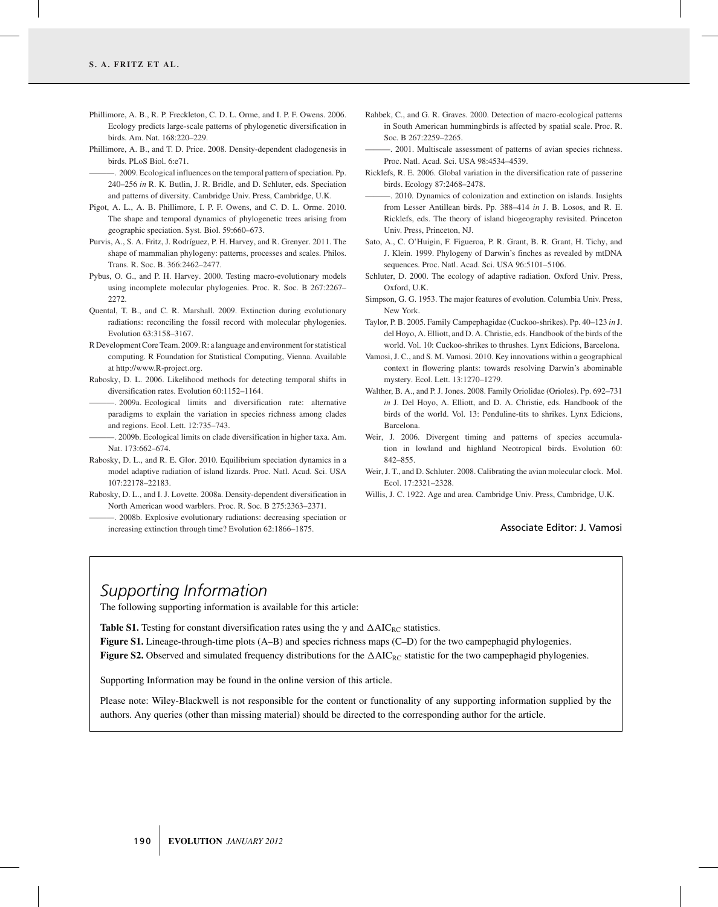Phillimore, A. B., R. P. Freckleton, C. D. L. Orme, and I. P. F. Owens. 2006. Ecology predicts large-scale patterns of phylogenetic diversification in birds. Am. Nat. 168:220–229.

Phillimore, A. B., and T. D. Price. 2008. Density-dependent cladogenesis in birds. PLoS Biol. 6:e71.

———. 2009. Ecological influences on the temporal pattern of speciation. Pp. 240–256 *in* R. K. Butlin, J. R. Bridle, and D. Schluter, eds. Speciation and patterns of diversity. Cambridge Univ. Press, Cambridge, U.K.

Pigot, A. L., A. B. Phillimore, I. P. F. Owens, and C. D. L. Orme. 2010. The shape and temporal dynamics of phylogenetic trees arising from geographic speciation. Syst. Biol. 59:660–673.

Purvis, A., S. A. Fritz, J. Rodríguez, P. H. Harvey, and R. Grenyer. 2011. The shape of mammalian phylogeny: patterns, processes and scales. Philos. Trans. R. Soc. B. 366:2462–2477.

Pybus, O. G., and P. H. Harvey. 2000. Testing macro-evolutionary models using incomplete molecular phylogenies. Proc. R. Soc. B 267:2267–2272.

Quental, T. B., and C. R. Marshall. 2009. Extinction during evolutionary radiations: reconciling the fossil record with molecular phylogenies. Evolution 63:3158–3167.

R Development Core Team. 2009. R: a language and environment for statistical computing. R Foundation for Statistical Computing, Vienna. Available at http://www.R-project.org.

Rabosky, D. L. 2006. Likelihood methods for detecting temporal shifts in diversification rates. Evolution 60:1152–1164.

———. 2009a. Ecological limits and diversification rate: alternative paradigms to explain the variation in species richness among clades and regions. Ecol. Lett. 12:735–743.

———. 2009b. Ecological limits on clade diversification in higher taxa. Am. Nat. 173:662–674.

Rabosky, D. L., and R. E. Glor. 2010. Equilibrium speciation dynamics in a model adaptive radiation of island lizards. Proc. Natl. Acad. Sci. USA 107:22178–22183.

Rabosky, D. L., and I. J. Lovette. 2008a. Density-dependent diversification in North American wood warblers. Proc. R. Soc. B 275:2363–2371.

———. 2008b. Explosive evolutionary radiations: decreasing speciation or increasing extinction through time? Evolution 62:1866–1875.

Rahbek, C., and G. R. Graves. 2000. Detection of macro-ecological patterns in South American hummingbirds is affected by spatial scale. Proc. R. Soc. B 267:2259–2265.

———. 2001. Multiscale assessment of patterns of avian species richness. Proc. Natl. Acad. Sci. USA 98:4534–4539.

Ricklefs, R. E. 2006. Global variation in the diversification rate of passerine birds. Ecology 87:2468–2478.

———. 2010. Dynamics of colonization and extinction on islands. Insights from Lesser Antillean birds. Pp. 388–414 *in* J. B. Losos, and R. E. Ricklefs, eds. The theory of island biogeography revisited. Princeton Univ. Press, Princeton, NJ.

Sato, A., C. O'Huigin, F. Figueroa, P. R. Grant, B. R. Grant, H. Tichy, and J. Klein. 1999. Phylogeny of Darwin's finches as revealed by mtDNA sequences. Proc. Natl. Acad. Sci. USA 96:5101–5106.

Schluter, D. 2000. The ecology of adaptive radiation. Oxford Univ. Press, Oxford, U.K.

Simpson, G. G. 1953. The major features of evolution. Columbia Univ. Press, New York.

Taylor, P. B. 2005. Family Campephagidae (Cuckoo-shrikes). Pp. 40–123 *in* J. del Hoyo, A. Elliott, and D. A. Christie, eds. Handbook of the birds of the world. Vol. 10: Cuckoo-shrikes to thrushes. Lynx Edicions, Barcelona.

Vamosi, J. C., and S. M. Vamosi. 2010. Key innovations within a geographical context in flowering plants: towards resolving Darwin's abominable mystery. Ecol. Lett. 13:1270–1279.

Walther, B. A., and P. J. Jones. 2008. Family Oriolidae (Orioles). Pp. 692–731 *in* J. Del Hoyo, A. Elliott, and D. A. Christie, eds. Handbook of the birds of the world. Vol. 13: Penduline-tits to shrikes. Lynx Edicions, Barcelona.

Weir, J. 2006. Divergent timing and patterns of species accumulation in lowland and highland Neotropical birds. Evolution 60: 842–855.

Weir, J. T., and D. Schluter. 2008. Calibrating the avian molecular clock. Mol. Ecol. 17:2321–2328.

Willis, J. C. 1922. Age and area. Cambridge Univ. Press, Cambridge, U.K.

Associate Editor: J. Vamosi

## *Supporting Information*

The following supporting information is available for this article:

**Table S1.** Testing for constant diversification rates using the $\gamma$ and $\Delta AIC_{RC}$ statistics.

**Figure S1.** Lineage-through-time plots (A–B) and species richness maps (C–D) for the two campephagid phylogenies.

**Figure S2.** Observed and simulated frequency distributions for the $\Delta AIC_{RC}$ statistic for the two campephagid phylogenies.

Supporting Information may be found in the online version of this article.

Please note: Wiley-Blackwell is not responsible for the content or functionality of any supporting information supplied by the authors. Any queries (other than missing material) should be directed to the corresponding author for the article.